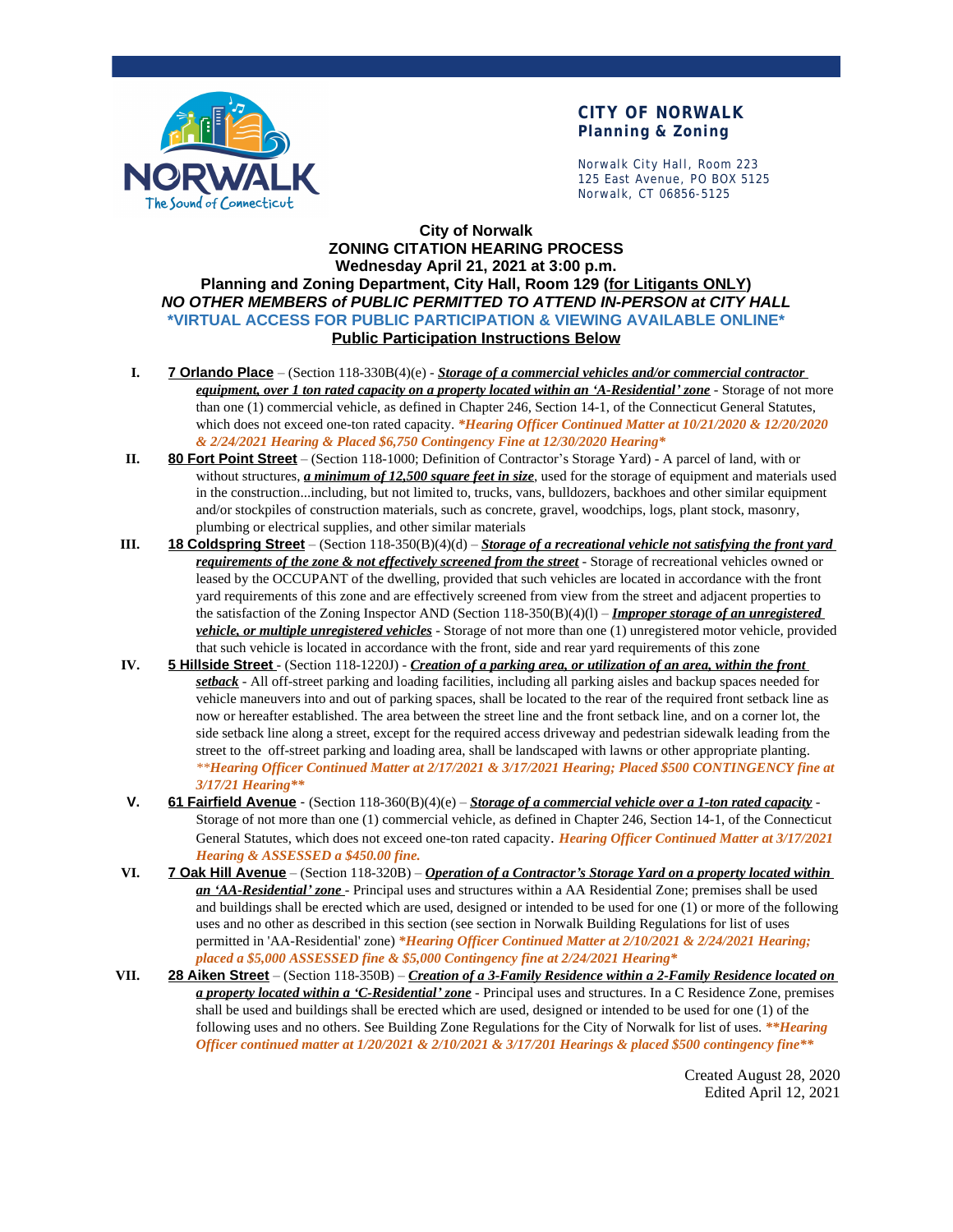**CITY OF NORWALK**
**Planning & Zoning**

Norwalk City Hall, Room 223
125 East Avenue, PO BOX 5125
Norwalk, CT 06856-5125

# City of Norwalk
## ZONING CITATION HEARING PROCESS
## Wednesday April 21, 2021 at 3:00 p.m.
## Planning and Zoning Department, City Hall, Room 129 (for Litigants ONLY)

***NO OTHER MEMBERS of PUBLIC PERMITTED TO ATTEND IN-PERSON at CITY HALL***

***\*VIRTUAL ACCESS FOR PUBLIC PARTICIPATION & VIEWING AVAILABLE ONLINE\****

**Public Participation Instructions Below**

I. **7 Orlando Place** – (Section 118-330B(4)(e) - ***Storage of a commercial vehicles and/or commercial contractor equipment, over 1 ton rated capacity on a property located within an 'A-Residential' zone*** - Storage of not more than one (1) commercial vehicle, as defined in Chapter 246, Section 14-1, of the Connecticut General Statutes, which does not exceed one-ton rated capacity. ***\*Hearing Officer Continued Matter at 10/21/2020 & 12/20/2020 & 2/24/2021 Hearing & Placed $6,750 Contingency Fine at 12/30/2020 Hearing\****

II. **80 Fort Point Street** – (Section 118-1000; Definition of Contractor's Storage Yard) - A parcel of land, with or without structures, ***a minimum of 12,500 square feet in size***, used for the storage of equipment and materials used in the construction...including, but not limited to, trucks, vans, bulldozers, backhoes and other similar equipment and/or stockpiles of construction materials, such as concrete, gravel, woodchips, logs, plant stock, masonry, plumbing or electrical supplies, and other similar materials

III. **18 Coldspring Street** – (Section 118-350(B)(4)(d) – ***Storage of a recreational vehicle not satisfying the front yard requirements of the zone & not effectively screened from the street*** - Storage of recreational vehicles owned or leased by the OCCUPANT of the dwelling, provided that such vehicles are located in accordance with the front yard requirements of this zone and are effectively screened from view from the street and adjacent properties to the satisfaction of the Zoning Inspector AND (Section 118-350(B)(4)(l) – ***Improper storage of an unregistered vehicle, or multiple unregistered vehicles*** - Storage of not more than one (1) unregistered motor vehicle, provided that such vehicle is located in accordance with the front, side and rear yard requirements of this zone

IV. **5 Hillside Street** - (Section 118-1220J) - ***Creation of a parking area, or utilization of an area, within the front setback*** - All off-street parking and loading facilities, including all parking aisles and backup spaces needed for vehicle maneuvers into and out of parking spaces, shall be located to the rear of the required front setback line as now or hereafter established. The area between the street line and the front setback line, and on a corner lot, the side setback line along a street, except for the required access driveway and pedestrian sidewalk leading from the street to the off-street parking and loading area, shall be landscaped with lawns or other appropriate planting. ***\*\*Hearing Officer Continued Matter at 2/17/2021 & 3/17/2021 Hearing; Placed $500 CONTINGENCY fine at 3/17/21 Hearing\*\****

V. **61 Fairfield Avenue** - (Section 118-360(B)(4)(e) – ***Storage of a commercial vehicle over a 1-ton rated capacity*** - Storage of not more than one (1) commercial vehicle, as defined in Chapter 246, Section 14-1, of the Connecticut General Statutes, which does not exceed one-ton rated capacity. ***Hearing Officer Continued Matter at 3/17/2021 Hearing & ASSESSED a $450.00 fine.***

VI. **7 Oak Hill Avenue** – (Section 118-320B) – ***Operation of a Contractor's Storage Yard on a property located within an 'AA-Residential' zone*** - Principal uses and structures within a AA Residential Zone; premises shall be used and buildings shall be erected which are used, designed or intended to be used for one (1) or more of the following uses and no other as described in this section (see section in Norwalk Building Regulations for list of uses permitted in 'AA-Residential' zone) ***\*Hearing Officer Continued Matter at 2/10/2021 & 2/24/2021 Hearing; placed a $5,000 ASSESSED fine & $5,000 Contingency fine at 2/24/2021 Hearing\****

VII. **28 Aiken Street** – (Section 118-350B) – ***Creation of a 3-Family Residence within a 2-Family Residence located on a property located within a 'C-Residential' zone*** - Principal uses and structures. In a C Residence Zone, premises shall be used and buildings shall be erected which are used, designed or intended to be used for one (1) of the following uses and no others. See Building Zone Regulations for the City of Norwalk for list of uses. ***\*\*Hearing Officer continued matter at 1/20/2021 & 2/10/2021 & 3/17/201 Hearings & placed $500 contingency fine\*\****

Created August 28, 2020
Edited April 12, 2021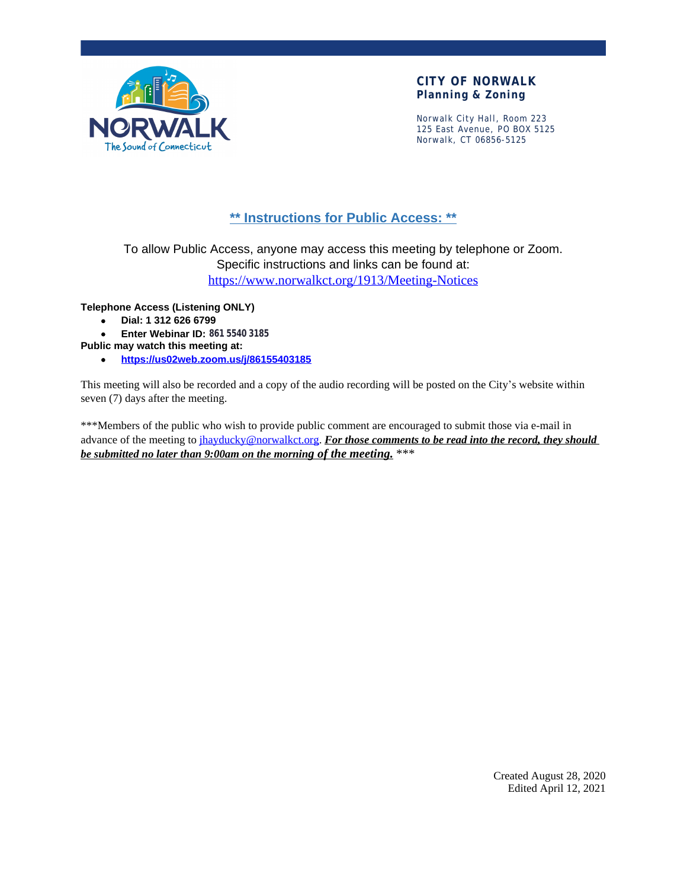**CITY OF NORWALK**
**Planning & Zoning**

Norwalk City Hall, Room 223
125 East Avenue, PO BOX 5125
Norwalk, CT 06856-5125

## ** Instructions for Public Access: **

To allow Public Access, anyone may access this meeting by telephone or Zoom.
Specific instructions and links can be found at:
https://www.norwalkct.org/1913/Meeting-Notices

**Telephone Access (Listening ONLY)**

- **Dial: 1 312 626 6799**
- **Enter Webinar ID: 861 5540 3185**

**Public may watch this meeting at:**

- **https://us02web.zoom.us/j/86155403185**

This meeting will also be recorded and a copy of the audio recording will be posted on the City's website within seven (7) days after the meeting.

***Members of the public who wish to provide public comment are encouraged to submit those via e-mail in advance of the meeting to jhayducky@norwalkct.org. ***For those comments to be read into the record, they should be submitted no later than 9:00am on the morning of the meeting.*** ***

Created August 28, 2020
Edited April 12, 2021